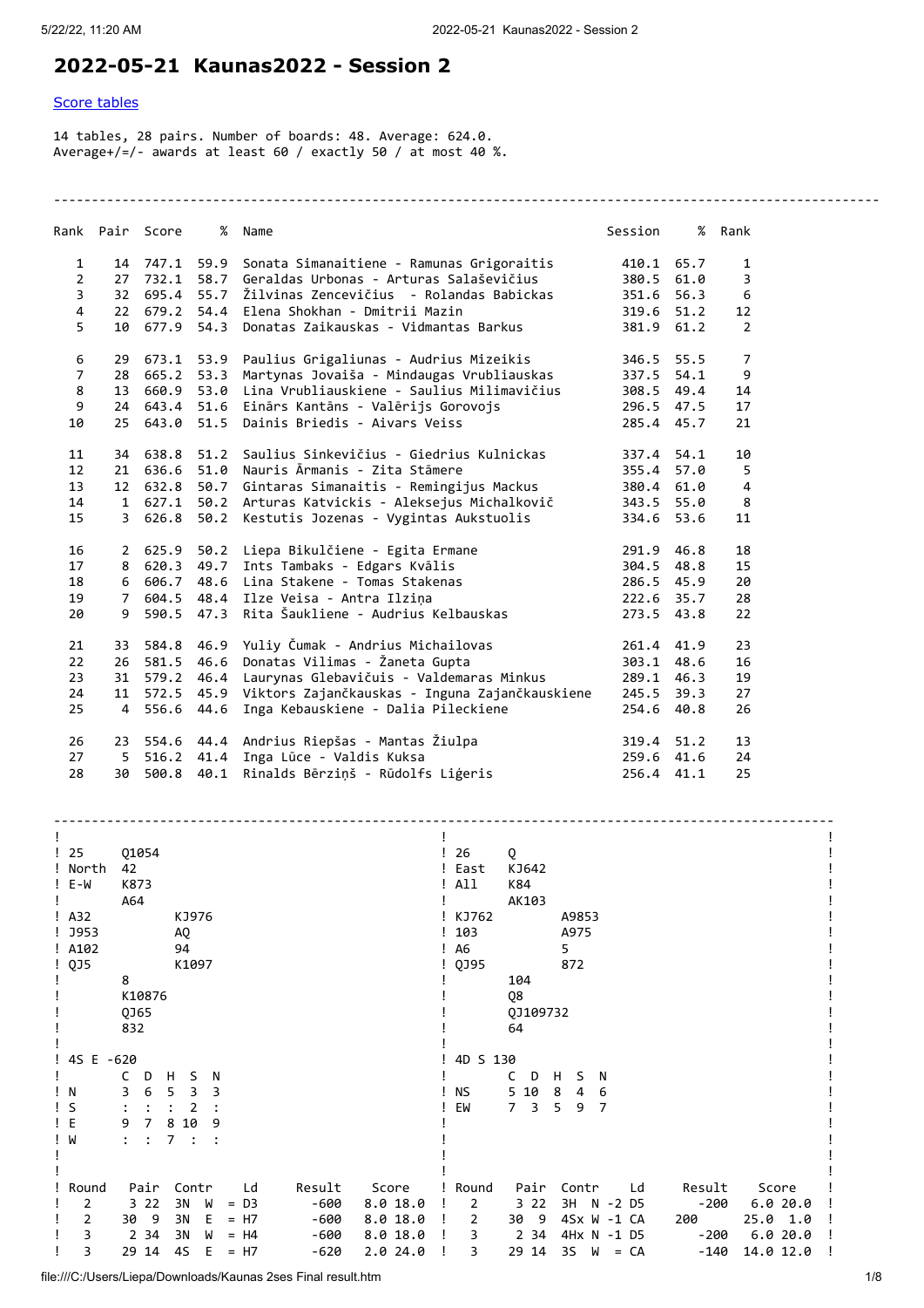# 2022-05-21 Kaunas2022 - Session 2

Score tables

14 tables, 28 pairs. Number of boards: 48. Average: 624.0.
Average+/=/- awards at least 60 / exactly 50 / at most 40 %.

| Rank | Pair | Score | % | Name | Session | % | Rank |
|---|---|---|---|---|---|---|---|
| 1 | 14 | 747.1 | 59.9 | Sonata Simanaitiene - Ramunas Grigoraitis | 410.1 | 65.7 | 1 |
| 2 | 27 | 732.1 | 58.7 | Geraldas Urbonas - Arturas Salaševičius | 380.5 | 61.0 | 3 |
| 3 | 32 | 695.4 | 55.7 | Žilvinas Zencevičius - Rolandas Babickas | 351.6 | 56.3 | 6 |
| 4 | 22 | 679.2 | 54.4 | Elena Shokhan - Dmitrii Mazin | 319.6 | 51.2 | 12 |
| 5 | 10 | 677.9 | 54.3 | Donatas Zaikauskas - Vidmantas Barkus | 381.9 | 61.2 | 2 |
| 6 | 29 | 673.1 | 53.9 | Paulius Grigaliunas - Audrius Mizeikis | 346.5 | 55.5 | 7 |
| 7 | 28 | 665.2 | 53.3 | Martynas Jovaiša - Mindaugas Vrubliauskas | 337.5 | 54.1 | 9 |
| 8 | 13 | 660.9 | 53.0 | Lina Vrubliauskiene - Saulius Milimavičius | 308.5 | 49.4 | 14 |
| 9 | 24 | 643.4 | 51.6 | Einārs Kantāns - Valērijs Gorovojs | 296.5 | 47.5 | 17 |
| 10 | 25 | 643.0 | 51.5 | Dainis Briedis - Aivars Veiss | 285.4 | 45.7 | 21 |
| 11 | 34 | 638.8 | 51.2 | Saulius Sinkevičius - Giedrius Kulnickas | 337.4 | 54.1 | 10 |
| 12 | 21 | 636.6 | 51.0 | Nauris Ārmanis - Zita Stāmere | 355.4 | 57.0 | 5 |
| 13 | 12 | 632.8 | 50.7 | Gintaras Simanaitis - Remingijus Mackus | 380.4 | 61.0 | 4 |
| 14 | 1 | 627.1 | 50.2 | Arturas Katvickis - Aleksejus Michalkovič | 343.5 | 55.0 | 8 |
| 15 | 3 | 626.8 | 50.2 | Kestutis Jozenas - Vygintas Aukstuolis | 334.6 | 53.6 | 11 |
| 16 | 2 | 625.9 | 50.2 | Liepa Bikulčiene - Egita Ermane | 291.9 | 46.8 | 18 |
| 17 | 8 | 620.3 | 49.7 | Ints Tambaks - Edgars Kvālis | 304.5 | 48.8 | 15 |
| 18 | 6 | 606.7 | 48.6 | Lina Stakene - Tomas Stakenas | 286.5 | 45.9 | 20 |
| 19 | 7 | 604.5 | 48.4 | Ilze Veisa - Antra Ilziņa | 222.6 | 35.7 | 28 |
| 20 | 9 | 590.5 | 47.3 | Rita Šaukliene - Audrius Kelbauskas | 273.5 | 43.8 | 22 |
| 21 | 33 | 584.8 | 46.9 | Yuliy Čumak - Andrius Michailovas | 261.4 | 41.9 | 23 |
| 22 | 26 | 581.5 | 46.6 | Donatas Vilimas - Žaneta Gupta | 303.1 | 48.6 | 16 |
| 23 | 31 | 579.2 | 46.4 | Laurynas Glebavičius - Valdemaras Minkus | 289.1 | 46.3 | 19 |
| 24 | 11 | 572.5 | 45.9 | Viktors Zajančkauskas - Inguna Zajančkauskiene | 245.5 | 39.3 | 27 |
| 25 | 4 | 556.6 | 44.6 | Inga Kebauskiene - Dalia Pileckiene | 254.6 | 40.8 | 26 |
| 26 | 23 | 554.6 | 44.4 | Andrius Riepšas - Mantas Žiulpa | 319.4 | 51.2 | 13 |
| 27 | 5 | 516.2 | 41.4 | Inga Lūce - Valdis Kuksa | 259.6 | 41.6 | 24 |
| 28 | 30 | 500.8 | 40.1 | Rinalds Bērziņš - Rūdolfs Liģeris | 256.4 | 41.1 | 25 |

```
25     Q1054
North  42
E-W    K873
       A64
A32           KJ976
J953          AQ
A102          94
QJ5           K1097
       8
       K10876
       QJ65
       832

4S E -620
     C  D  H  S  N
N    3  6  5  3  3
S    :  :  :  2  :
E    9  7  8 10  9
W    :  :  7  :  :

Round   Pair  Contr   Ld    Result     Score
  2     3 22  3N  W  = D3     -600   8.0 18.0
  2    30  9  3N  E  = H7     -600   8.0 18.0
  3     2 34  3N  W  = H4     -600   8.0 18.0
  3    29 14  4S  E  = H7     -620   2.0 24.0
```

```
26     Q
East   KJ642
All    K84
       AK103
KJ762         A9853
103           A975
A6            5
QJ95          872
       104
       Q8
       QJ109732
       64

4D S 130
     C  D  H  S  N
NS   5 10  8  4  6
EW   7  3  5  9  7

Round   Pair  Contr    Ld    Result     Score
  2     3 22  3H  N -2 D5      -200   6.0 20.0
  2    30  9  4Sx W -1 CA   200      25.0  1.0
  3     2 34  4Hx N -1 D5      -200   6.0 20.0
  3    29 14  3S  W  = CA      -140  14.0 12.0
```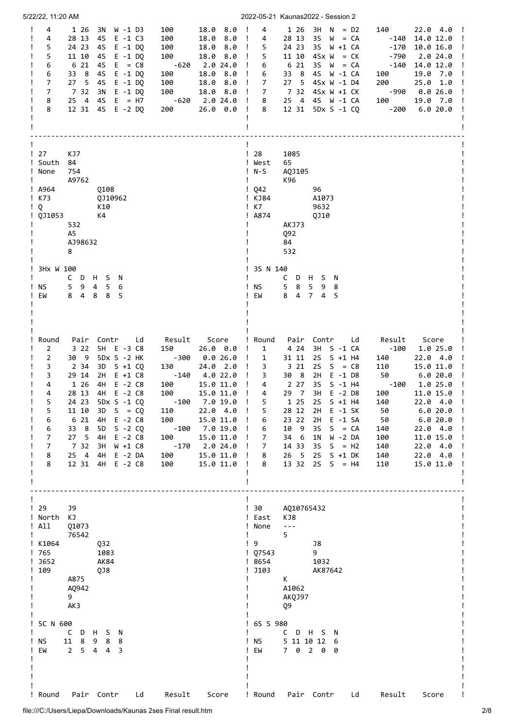Top section (continuation of previous boards):

| Round | Pair | Contr | Ld | Result | Score |
|---|---|---|---|---|---|
| 4 | 1 26 | 3N W -1 | D3 | 100 | 18.0 8.0 |
| 4 | 28 13 | 4S E -1 | C3 | 100 | 18.0 8.0 |
| 5 | 24 23 | 4S E -1 | DQ | 100 | 18.0 8.0 |
| 5 | 11 10 | 4S E -1 | DQ | 100 | 18.0 8.0 |
| 6 | 6 21 | 4S E = | C8 | -620 | 2.0 24.0 |
| 6 | 33 8 | 4S E -1 | DQ | 100 | 18.0 8.0 |
| 7 | 27 5 | 4S E -1 | DQ | 100 | 18.0 8.0 |
| 7 | 7 32 | 3N E -1 | DQ | 100 | 18.0 8.0 |
| 8 | 25 4 | 4S E = | H7 | -620 | 2.0 24.0 |
| 8 | 12 31 | 4S E -2 | DQ | 200 | 26.0 0.0 |

| Round | Pair | Contr | Ld | Result | Score |
|---|---|---|---|---|---|
| 4 | 1 26 | 3H N = | D2 | 140 | 22.0 4.0 |
| 4 | 28 13 | 3S W = | CA | -140 | 14.0 12.0 |
| 5 | 24 23 | 3S W +1 | CA | -170 | 10.0 16.0 |
| 5 | 11 10 | 4Sx W = | CK | -790 | 2.0 24.0 |
| 6 | 6 21 | 3S W = | CA | -140 | 14.0 12.0 |
| 6 | 33 8 | 4S W -1 | CA | 100 | 19.0 7.0 |
| 7 | 27 5 | 4Sx W -1 | D4 | 200 | 25.0 1.0 |
| 7 | 7 32 | 4Sx W +1 | CK | -990 | 0.0 26.0 |
| 8 | 25 4 | 4S W -1 | CA | 100 | 19.0 7.0 |
| 8 | 12 31 | 5Dx S -1 | CQ | -200 | 6.0 20.0 |

## Board 27

South / None

```
              KJ7
              84
              754
              A9762
A964                    Q108
K73                     QJ10962
Q                       K10
QJ1053                  K4
              532
              A5
              AJ98632
              8
```

3Hx W 100

|  | C | D | H | S | N |
|---|---|---|---|---|---|
| NS | 5 | 9 | 4 | 5 | 6 |
| EW | 8 | 4 | 8 | 8 | 5 |

| Round | Pair | Contr | Ld | Result | Score |
|---|---|---|---|---|---|
| 2 | 3 22 | 5H E -3 | C8 | 150 | 26.0 0.0 |
| 2 | 30 9 | 5Dx S -2 | HK | -300 | 0.0 26.0 |
| 3 | 2 34 | 3D S +1 | CQ | 130 | 24.0 2.0 |
| 3 | 29 14 | 2H E +1 | C8 | -140 | 4.0 22.0 |
| 4 | 1 26 | 4H E -2 | C8 | 100 | 15.0 11.0 |
| 4 | 28 13 | 4H E -2 | C8 | 100 | 15.0 11.0 |
| 5 | 24 23 | 5Dx S -1 | CQ | -100 | 7.0 19.0 |
| 5 | 11 10 | 3D S = | CQ | 110 | 22.0 4.0 |
| 6 | 6 21 | 4H E -2 | C8 | 100 | 15.0 11.0 |
| 6 | 33 8 | 5D S -2 | CQ | -100 | 7.0 19.0 |
| 7 | 27 5 | 4H E -2 | C8 | 100 | 15.0 11.0 |
| 7 | 7 32 | 3H W +1 | C8 | -170 | 2.0 24.0 |
| 8 | 25 4 | 4H E -2 | DA | 100 | 15.0 11.0 |
| 8 | 12 31 | 4H E -2 | C8 | 100 | 15.0 11.0 |

## Board 28

West / N-S

```
              1085
              65
              AQJ105
              K96
Q42                     96
KJ84                    A1073
K7                      9632
A874                    QJ10
              AKJ73
              Q92
              84
              532
```

3S N 140

|  | C | D | H | S | N |
|---|---|---|---|---|---|
| NS | 5 | 8 | 5 | 9 | 8 |
| EW | 8 | 4 | 7 | 4 | 5 |

| Round | Pair | Contr | Ld | Result | Score |
|---|---|---|---|---|---|
| 1 | 4 24 | 3H S -1 | CA | -100 | 1.0 25.0 |
| 1 | 31 11 | 2S S +1 | H4 | 140 | 22.0 4.0 |
| 3 | 3 21 | 2S S = | C8 | 110 | 15.0 11.0 |
| 3 | 30 8 | 2H E -1 | D8 | 50 | 6.0 20.0 |
| 4 | 2 27 | 3S S -1 | H4 | -100 | 1.0 25.0 |
| 4 | 29 7 | 3H E -2 | D8 | 100 | 11.0 15.0 |
| 5 | 1 25 | 2S S +1 | H4 | 140 | 22.0 4.0 |
| 5 | 28 12 | 2H E -1 | SK | 50 | 6.0 20.0 |
| 6 | 23 22 | 2H E -1 | SA | 50 | 6.0 20.0 |
| 6 | 10 9 | 3S S = | CA | 140 | 22.0 4.0 |
| 7 | 34 6 | 1N W -2 | DA | 100 | 11.0 15.0 |
| 7 | 14 33 | 3S S = | H2 | 140 | 22.0 4.0 |
| 8 | 26 5 | 2S S +1 | DK | 140 | 22.0 4.0 |
| 8 | 13 32 | 2S S = | H4 | 110 | 15.0 11.0 |

## Board 29

North / All

```
              J9
              KJ
              Q1073
              76542
K1064                   Q32
765                     1083
J652                    AK84
109                     QJ8
              A875
              AQ942
              9
              AK3
```

5C N 600

|  | C | D | H | S | N |
|---|---|---|---|---|---|
| NS | 11 | 8 | 9 | 8 | 8 |
| EW | 2 | 5 | 4 | 4 | 3 |

Round Pair Contr Ld Result Score

## Board 30

East / None

```
              AQ10765432
              KJ8
              ---
              5
9                       J8
Q7543                   9
8654                    1032
J103                    AK87642
              K
              A1062
              AKQJ97
              Q9
```

6S S 980

|  | C | D | H | S | N |
|---|---|---|---|---|---|
| NS | 5 | 11 | 10 | 12 | 6 |
| EW | 7 | 0 | 2 | 0 | 0 |

Round Pair Contr Ld Result Score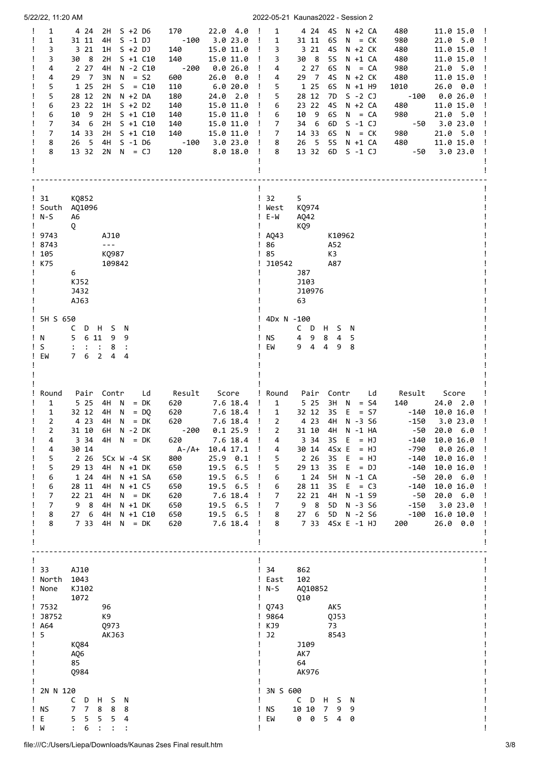| Round | Pair | Contr | Ld | Result | Score |
|---|---|---|---|---|---|
| 1 | 4 24 | 2H S +2 | D6 | 170 | 22.0 4.0 |
| 1 | 31 11 | 4H S -1 | DJ | -100 | 3.0 23.0 |
| 3 | 3 21 | 1H S +2 | DJ | 140 | 15.0 11.0 |
| 3 | 30 8 | 2H S +1 | C10 | 140 | 15.0 11.0 |
| 4 | 2 27 | 4H N -2 | C10 | -200 | 0.0 26.0 |
| 4 | 29 7 | 3N N = | S2 | 600 | 26.0 0.0 |
| 5 | 1 25 | 2H S = | C10 | 110 | 6.0 20.0 |
| 5 | 28 12 | 2N N +2 | DA | 180 | 24.0 2.0 |
| 6 | 23 22 | 1H S +2 | D2 | 140 | 15.0 11.0 |
| 6 | 10 9 | 2H S +1 | C10 | 140 | 15.0 11.0 |
| 7 | 34 6 | 2H S +1 | C10 | 140 | 15.0 11.0 |
| 7 | 14 33 | 2H S +1 | C10 | 140 | 15.0 11.0 |
| 8 | 26 5 | 4H S -1 | D6 | -100 | 3.0 23.0 |
| 8 | 13 32 | 2N N = | CJ | 120 | 8.0 18.0 |

| Round | Pair | Contr | Ld | Result | Score |
|---|---|---|---|---|---|
| 1 | 4 24 | 4S N +2 | CA | 480 | 11.0 15.0 |
| 1 | 31 11 | 6S N = | CK | 980 | 21.0 5.0 |
| 3 | 3 21 | 4S N +2 | CK | 480 | 11.0 15.0 |
| 3 | 30 8 | 5S N +1 | CA | 480 | 11.0 15.0 |
| 4 | 2 27 | 6S N = | CA | 980 | 21.0 5.0 |
| 4 | 29 7 | 4S N +2 | CK | 480 | 11.0 15.0 |
| 5 | 1 25 | 6S N +1 | H9 | 1010 | 26.0 0.0 |
| 5 | 28 12 | 7D S -2 | CJ | -100 | 0.0 26.0 |
| 6 | 23 22 | 4S N +2 | CA | 480 | 11.0 15.0 |
| 6 | 10 9 | 6S N = | CA | 980 | 21.0 5.0 |
| 7 | 34 6 | 6D S -1 | CJ | -50 | 3.0 23.0 |
| 7 | 14 33 | 6S N = | CK | 980 | 21.0 5.0 |
| 8 | 26 5 | 5S N +1 | CA | 480 | 11.0 15.0 |
| 8 | 13 32 | 6D S -1 | CJ | -50 | 3.0 23.0 |

```
31      KQ852
South   AQ1096
N-S     A6
        Q
9743            AJ10
8743            ---
105             KQ987
K75             109842
        6
        KJ52
        J432
        AJ63

5H S 650
      C  D  H  S  N
N     5  6 11  9  9
S     :  :  :  8  :
EW    7  6  2  4  4
```

| Round | Pair | Contr | Ld | Result | Score |
|---|---|---|---|---|---|
| 1 | 5 25 | 4H N = | DK | 620 | 7.6 18.4 |
| 1 | 32 12 | 4H N = | DQ | 620 | 7.6 18.4 |
| 2 | 4 23 | 4H N = | DK | 620 | 7.6 18.4 |
| 2 | 31 10 | 6H N -2 | DK | -200 | 0.1 25.9 |
| 4 | 3 34 | 4H N = | DK | 620 | 7.6 18.4 |
| 4 | 30 14 | | | A-/A+ | 10.4 17.1 |
| 5 | 2 26 | 5Cx W -4 | SK | 800 | 25.9 0.1 |
| 5 | 29 13 | 4H N +1 | DK | 650 | 19.5 6.5 |
| 6 | 1 24 | 4H N +1 | SA | 650 | 19.5 6.5 |
| 6 | 28 11 | 4H N +1 | C5 | 650 | 19.5 6.5 |
| 7 | 22 21 | 4H N = | DK | 620 | 7.6 18.4 |
| 7 | 9 8 | 4H N +1 | DK | 650 | 19.5 6.5 |
| 8 | 27 6 | 4H N +1 | C10 | 650 | 19.5 6.5 |
| 8 | 7 33 | 4H N = | DK | 620 | 7.6 18.4 |

```
32      5
West    KQ974
E-W     AQ42
        KQ9
AQ43            K10962
86              A52
85              K3
J10542          A87
        J87
        J103
        J10976
        63

4Dx N -100
      C  D  H  S  N
NS    4  9  8  4  5
EW    9  4  4  9  8
```

| Round | Pair | Contr | Ld | Result | Score |
|---|---|---|---|---|---|
| 1 | 5 25 | 3H N = | S4 | 140 | 24.0 2.0 |
| 1 | 32 12 | 3S E = | S7 | -140 | 10.0 16.0 |
| 2 | 4 23 | 4H N -3 | S6 | -150 | 3.0 23.0 |
| 2 | 31 10 | 4H N -1 | HA | -50 | 20.0 6.0 |
| 4 | 3 34 | 3S E = | HJ | -140 | 10.0 16.0 |
| 4 | 30 14 | 4Sx E = | HJ | -790 | 0.0 26.0 |
| 5 | 2 26 | 3S E = | HJ | -140 | 10.0 16.0 |
| 5 | 29 13 | 3S E = | DJ | -140 | 10.0 16.0 |
| 6 | 1 24 | 5H N -1 | CA | -50 | 20.0 6.0 |
| 6 | 28 11 | 3S E = | C3 | -140 | 10.0 16.0 |
| 7 | 22 21 | 4H N -1 | S9 | -50 | 20.0 6.0 |
| 7 | 9 8 | 5D N -3 | S6 | -150 | 3.0 23.0 |
| 8 | 27 6 | 5D N -2 | S6 | -100 | 16.0 10.0 |
| 8 | 7 33 | 4Sx E -1 | HJ | 200 | 26.0 0.0 |

```
33      AJ10
North   1043
None    KJ102
        1072
7532            96
J8752           K9
A64             Q973
5               AKJ63
        KQ84
        AQ6
        85
        Q984

2N N 120
      C  D  H  S  N
NS    7  7  8  8  8
E     5  5  5  5  4
W     :  6  :  :  :
```

```
34      862
East    102
N-S     AQ10852
        Q10
Q743            AK5
9864            QJ53
KJ9             73
J2              8543
        J109
        AK7
        64
        AK976

3N S 600
      C  D  H  S  N
NS   10 10  7  9  9
EW    0  0  5  4  0
```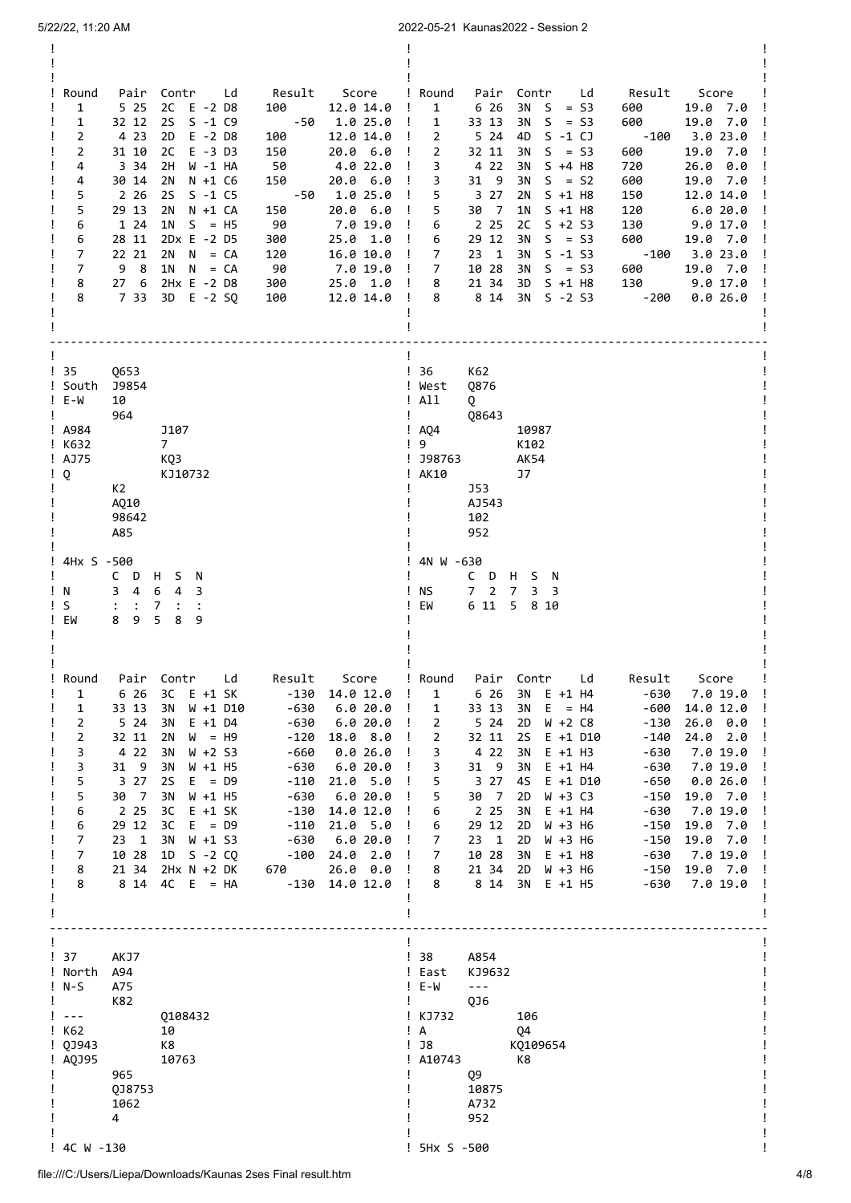| Round | Pair | Contr | Ld | Result | | Score | |
|---|---|---|---|---|---|---|---|
| 1 | 5 25 | 2C E -2 | D8 | 100 | | 12.0 | 14.0 |
| 1 | 32 12 | 2S S -1 | C9 | | -50 | 1.0 | 25.0 |
| 2 | 4 23 | 2D E -2 | D8 | 100 | | 12.0 | 14.0 |
| 2 | 31 10 | 2C E -3 | D3 | 150 | | 20.0 | 6.0 |
| 4 | 3 34 | 2H W -1 | HA | 50 | | 4.0 | 22.0 |
| 4 | 30 14 | 2N N +1 | C6 | 150 | | 20.0 | 6.0 |
| 5 | 2 26 | 2S S -1 | C5 | | -50 | 1.0 | 25.0 |
| 5 | 29 13 | 2N N +1 | CA | 150 | | 20.0 | 6.0 |
| 6 | 1 24 | 1N S = | H5 | 90 | | 7.0 | 19.0 |
| 6 | 28 11 | 2Dx E -2 | D5 | 300 | | 25.0 | 1.0 |
| 7 | 22 21 | 2N N = | CA | 120 | | 16.0 | 10.0 |
| 7 | 9 8 | 1N N = | CA | 90 | | 7.0 | 19.0 |
| 8 | 27 6 | 2Hx E -2 | D8 | 300 | | 25.0 | 1.0 |
| 8 | 7 33 | 3D E -2 | SQ | 100 | | 12.0 | 14.0 |

| Round | Pair | Contr | Ld | Result | | Score | |
|---|---|---|---|---|---|---|---|
| 1 | 6 26 | 3N S = | S3 | 600 | | 19.0 | 7.0 |
| 1 | 33 13 | 3N S = | S3 | 600 | | 19.0 | 7.0 |
| 2 | 5 24 | 4D S -1 | CJ | | -100 | 3.0 | 23.0 |
| 2 | 32 11 | 3N S = | S3 | 600 | | 19.0 | 7.0 |
| 3 | 4 22 | 3N S +4 | H8 | 720 | | 26.0 | 0.0 |
| 3 | 31 9 | 3N S = | S2 | 600 | | 19.0 | 7.0 |
| 5 | 3 27 | 2N S +1 | H8 | 150 | | 12.0 | 14.0 |
| 5 | 30 7 | 1N S +1 | H8 | 120 | | 6.0 | 20.0 |
| 6 | 2 25 | 2C S +2 | S3 | 130 | | 9.0 | 17.0 |
| 6 | 29 12 | 3N S = | S3 | 600 | | 19.0 | 7.0 |
| 7 | 23 1 | 3N S -1 | S3 | | -100 | 3.0 | 23.0 |
| 7 | 10 28 | 3N S = | S3 | 600 | | 19.0 | 7.0 |
| 8 | 21 34 | 3D S +1 | H8 | 130 | | 9.0 | 17.0 |
| 8 | 8 14 | 3N S -2 | S3 | | -200 | 0.0 | 26.0 |

```
35     Q653
South  J9854
E-W    10
       964
A984          J107
K632          7
AJ75          KQ3
Q             KJ10732
       K2
       AQ10
       98642
       A85

4Hx S -500
       C  D  H  S  N
N      3  4  6  4  3
S      :  :  7  :  :
EW     8  9  5  8  9
```

| Round | Pair | Contr | Ld | Result | | Score | |
|---|---|---|---|---|---|---|---|
| 1 | 6 26 | 3C E +1 | SK | | -130 | 14.0 | 12.0 |
| 1 | 33 13 | 3N W +1 | D10 | | -630 | 6.0 | 20.0 |
| 2 | 5 24 | 3N E +1 | D4 | | -630 | 6.0 | 20.0 |
| 2 | 32 11 | 2N W = | H9 | | -120 | 18.0 | 8.0 |
| 3 | 4 22 | 3N W +2 | S3 | | -660 | 0.0 | 26.0 |
| 3 | 31 9 | 3N W +1 | H5 | | -630 | 6.0 | 20.0 |
| 5 | 3 27 | 2S E = | D9 | | -110 | 21.0 | 5.0 |
| 5 | 30 7 | 3N W +1 | H5 | | -630 | 6.0 | 20.0 |
| 6 | 2 25 | 3C E +1 | SK | | -130 | 14.0 | 12.0 |
| 6 | 29 12 | 3C E = | D9 | | -110 | 21.0 | 5.0 |
| 7 | 23 1 | 3N W +1 | S3 | | -630 | 6.0 | 20.0 |
| 7 | 10 28 | 1D S -2 | CQ | | -100 | 24.0 | 2.0 |
| 8 | 21 34 | 2Hx N +2 | DK | 670 | | 26.0 | 0.0 |
| 8 | 8 14 | 4C E = | HA | | -130 | 14.0 | 12.0 |

```
36     K62
West   Q876
All    Q
       Q8643
AQ4           10987
9             K102
J98763        AK54
AK10          J7
       J53
       AJ543
       102
       952

4N W -630
       C  D  H  S  N
NS     7  2  7  3  3
EW     6 11  5  8 10
```

| Round | Pair | Contr | Ld | Result | | Score | |
|---|---|---|---|---|---|---|---|
| 1 | 6 26 | 3N E +1 | H4 | | -630 | 7.0 | 19.0 |
| 1 | 33 13 | 3N E = | H4 | | -600 | 14.0 | 12.0 |
| 2 | 5 24 | 2D W +2 | C8 | | -130 | 26.0 | 0.0 |
| 2 | 32 11 | 2S E +1 | D10 | | -140 | 24.0 | 2.0 |
| 3 | 4 22 | 3N E +1 | H3 | | -630 | 7.0 | 19.0 |
| 3 | 31 9 | 3N E +1 | H4 | | -630 | 7.0 | 19.0 |
| 5 | 3 27 | 4S E +1 | D10 | | -650 | 0.0 | 26.0 |
| 5 | 30 7 | 2D W +3 | C3 | | -150 | 19.0 | 7.0 |
| 6 | 2 25 | 3N E +1 | H4 | | -630 | 7.0 | 19.0 |
| 6 | 29 12 | 2D W +3 | H6 | | -150 | 19.0 | 7.0 |
| 7 | 23 1 | 2D W +3 | H6 | | -150 | 19.0 | 7.0 |
| 7 | 10 28 | 3N E +1 | H8 | | -630 | 7.0 | 19.0 |
| 8 | 21 34 | 2D W +3 | H6 | | -150 | 19.0 | 7.0 |
| 8 | 8 14 | 3N E +1 | H5 | | -630 | 7.0 | 19.0 |

```
37     AKJ7
North  A94
N-S    A75
       K82
---           Q108432
K62           10
QJ943         K8
AQJ95         10763
       965
       QJ8753
       1062
       4

4C W -130
```

```
38     A854
East   KJ9632
E-W    ---
       QJ6
KJ732         106
A             Q4
J8            KQ109654
A10743        K8
       Q9
       10875
       A732
       952

5Hx S -500
```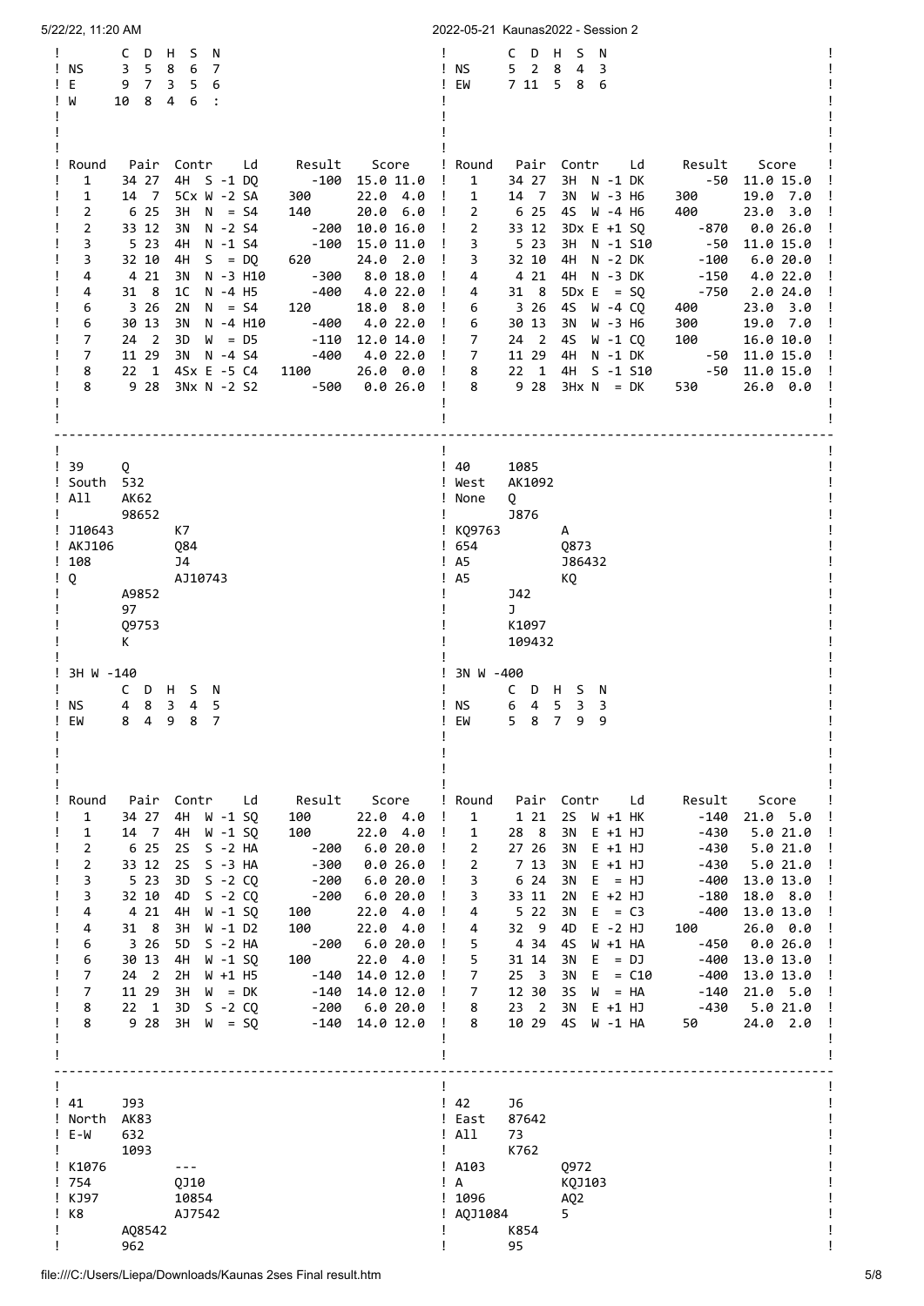**Top left (continuation of previous board)**

| | C | D | H | S | N |
|---|---|---|---|---|---|
| NS | 3 | 5 | 8 | 6 | 7 |
| E | 9 | 7 | 3 | 5 | 6 |
| W | 10 | 8 | 4 | 6 | : |

| Round | Pair | Contr | Ld | Result | Score |
|---|---|---|---|---|---|
| 1 | 34 27 | 4H S -1 | DQ | -100 | 15.0 11.0 |
| 1 | 14 7 | 5Cx W -2 | SA | 300 | 22.0 4.0 |
| 2 | 6 25 | 3H N = | S4 | 140 | 20.0 6.0 |
| 2 | 33 12 | 3N N -2 | S4 | -200 | 10.0 16.0 |
| 3 | 5 23 | 4H N -1 | S4 | -100 | 15.0 11.0 |
| 3 | 32 10 | 4H S = | DQ | 620 | 24.0 2.0 |
| 4 | 4 21 | 3N N -3 | H10 | -300 | 8.0 18.0 |
| 4 | 31 8 | 1C N -4 | H5 | -400 | 4.0 22.0 |
| 6 | 3 26 | 2N N = | S4 | 120 | 18.0 8.0 |
| 6 | 30 13 | 3N N -4 | H10 | -400 | 4.0 22.0 |
| 7 | 24 2 | 3D W = | D5 | -110 | 12.0 14.0 |
| 7 | 11 29 | 3N N -4 | S4 | -400 | 4.0 22.0 |
| 8 | 22 1 | 4Sx E -5 | C4 | 1100 | 26.0 0.0 |
| 8 | 9 28 | 3Nx N -2 | S2 | -500 | 0.0 26.0 |

**Top right (continuation of previous board)**

| | C | D | H | S | N |
|---|---|---|---|---|---|
| NS | 5 | 2 | 8 | 4 | 3 |
| EW | 7 | 11 | 5 | 8 | 6 |

| Round | Pair | Contr | Ld | Result | Score |
|---|---|---|---|---|---|
| 1 | 34 27 | 3H N -1 | DK | -50 | 11.0 15.0 |
| 1 | 14 7 | 3N W -3 | H6 | 300 | 19.0 7.0 |
| 2 | 6 25 | 4S W -4 | H6 | 400 | 23.0 3.0 |
| 2 | 33 12 | 3Dx E +1 | SQ | -870 | 0.0 26.0 |
| 3 | 5 23 | 3H N -1 | S10 | -50 | 11.0 15.0 |
| 3 | 32 10 | 4H N -2 | DK | -100 | 6.0 20.0 |
| 4 | 4 21 | 4H N -3 | DK | -150 | 4.0 22.0 |
| 4 | 31 8 | 5Dx E = | SQ | -750 | 2.0 24.0 |
| 6 | 3 26 | 4S W -4 | CQ | 400 | 23.0 3.0 |
| 6 | 30 13 | 3N W -3 | H6 | 300 | 19.0 7.0 |
| 7 | 24 2 | 4S W -1 | CQ | 100 | 16.0 10.0 |
| 7 | 11 29 | 4H N -1 | DK | -50 | 11.0 15.0 |
| 8 | 22 1 | 4H S -1 | S10 | -50 | 11.0 15.0 |
| 8 | 9 28 | 3Hx N = | DK | 530 | 26.0 0.0 |

---

## Board 39

South / All

```
         Q
         532
         AK62
         98652
J10643            K7
AKJ106            Q84
108               J4
Q                 AJ10743
         A9852
         97
         Q9753
         K
```

3H W -140

| | C | D | H | S | N |
|---|---|---|---|---|---|
| NS | 4 | 8 | 3 | 4 | 5 |
| EW | 8 | 4 | 9 | 8 | 7 |

| Round | Pair | Contr | Ld | Result | Score |
|---|---|---|---|---|---|
| 1 | 34 27 | 4H W -1 | SQ | 100 | 22.0 4.0 |
| 1 | 14 7 | 4H W -1 | SQ | 100 | 22.0 4.0 |
| 2 | 6 25 | 2S S -2 | HA | -200 | 6.0 20.0 |
| 2 | 33 12 | 2S S -3 | HA | -300 | 0.0 26.0 |
| 3 | 5 23 | 3D S -2 | CQ | -200 | 6.0 20.0 |
| 3 | 32 10 | 4D S -2 | CQ | -200 | 6.0 20.0 |
| 4 | 4 21 | 4H W -1 | SQ | 100 | 22.0 4.0 |
| 4 | 31 8 | 3H W -1 | D2 | 100 | 22.0 4.0 |
| 6 | 3 26 | 5D S -2 | HA | -200 | 6.0 20.0 |
| 6 | 30 13 | 4H W -1 | SQ | 100 | 22.0 4.0 |
| 7 | 24 2 | 2H W +1 | H5 | -140 | 14.0 12.0 |
| 7 | 11 29 | 3H W = | DK | -140 | 14.0 12.0 |
| 8 | 22 1 | 3D S -2 | CQ | -200 | 6.0 20.0 |
| 8 | 9 28 | 3H W = | SQ | -140 | 14.0 12.0 |

## Board 40

West / None

```
         1085
         AK1092
         Q
         J876
KQ9763            A
654               Q873
A5                J86432
A5                KQ
         J42
         J
         K1097
         109432
```

3N W -400

| | C | D | H | S | N |
|---|---|---|---|---|---|
| NS | 6 | 4 | 5 | 3 | 3 |
| EW | 5 | 8 | 7 | 9 | 9 |

| Round | Pair | Contr | Ld | Result | Score |
|---|---|---|---|---|---|
| 1 | 1 21 | 2S W +1 | HK | -140 | 21.0 5.0 |
| 1 | 28 8 | 3N E +1 | HJ | -430 | 5.0 21.0 |
| 2 | 27 26 | 3N E +1 | HJ | -430 | 5.0 21.0 |
| 2 | 7 13 | 3N E +1 | HJ | -430 | 5.0 21.0 |
| 3 | 6 24 | 3N E = | HJ | -400 | 13.0 13.0 |
| 3 | 33 11 | 2N E +2 | HJ | -180 | 18.0 8.0 |
| 4 | 5 22 | 3N E = | C3 | -400 | 13.0 13.0 |
| 4 | 32 9 | 4D E -2 | HJ | 100 | 26.0 0.0 |
| 5 | 4 34 | 4S W +1 | HA | -450 | 0.0 26.0 |
| 5 | 31 14 | 3N E = | DJ | -400 | 13.0 13.0 |
| 7 | 25 3 | 3N E = | C10 | -400 | 13.0 13.0 |
| 7 | 12 30 | 3S W = | HA | -140 | 21.0 5.0 |
| 8 | 23 2 | 3N E +1 | HJ | -430 | 5.0 21.0 |
| 8 | 10 29 | 4S W -1 | HA | 50 | 24.0 2.0 |

---

## Board 41

North / E-W

```
         J93
         AK83
         632
         1093
K1076             ---
754               QJ10
KJ97              10854
K8                AJ7542
         AQ8542
         962
```

## Board 42

East / All

```
         J6
         87642
         73
         K762
A103              Q972
A                 KQJ103
1096              AQ2
AQJ1084           5
         K854
         95
```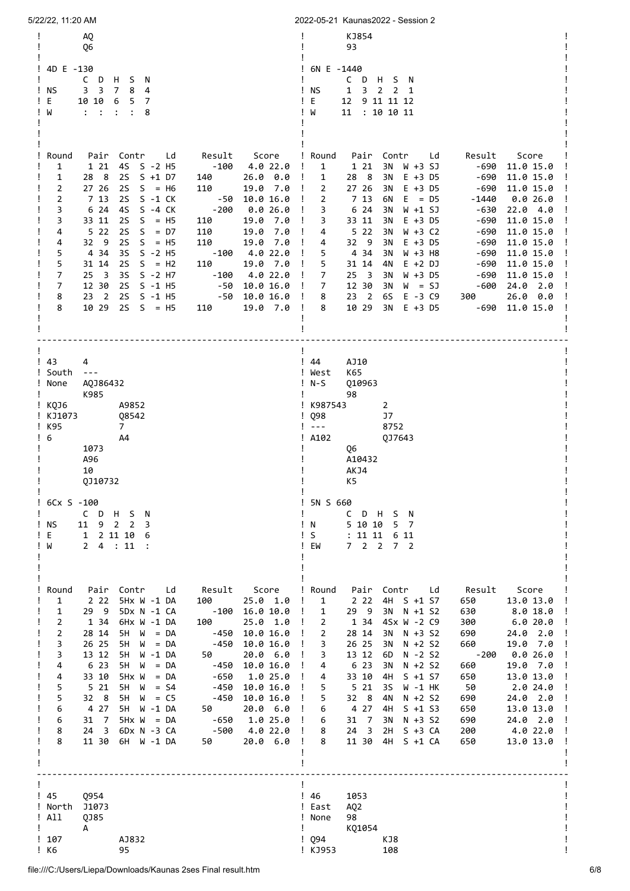**Board (continued from previous page, left)**

```
        AQ
        Q6
```

4D E -130

|  | C | D | H | S | N |
|---|---|---|---|---|---|
| NS | 3 | 3 | 7 | 8 | 4 |
| E | 10 | 10 | 6 | 5 | 7 |
| W | : | : | : | : | 8 |

| Round | Pair | Contr | Ld | Result | Score |
|---|---|---|---|---|---|
| 1 | 1 21 | 4S S -2 | H5 | -100 | 4.0 22.0 |
| 1 | 28 8 | 2S S +1 | D7 | 140 | 26.0 0.0 |
| 2 | 27 26 | 2S S = | H6 | 110 | 19.0 7.0 |
| 2 | 7 13 | 2S S -1 | CK | -50 | 10.0 16.0 |
| 3 | 6 24 | 4S S -4 | CK | -200 | 0.0 26.0 |
| 3 | 33 11 | 2S S = | H5 | 110 | 19.0 7.0 |
| 4 | 5 22 | 2S S = | D7 | 110 | 19.0 7.0 |
| 4 | 32 9 | 2S S = | H5 | 110 | 19.0 7.0 |
| 5 | 4 34 | 3S S -2 | H5 | -100 | 4.0 22.0 |
| 5 | 31 14 | 2S S = | H2 | 110 | 19.0 7.0 |
| 7 | 25 3 | 3S S -2 | H7 | -100 | 4.0 22.0 |
| 7 | 12 30 | 2S S -1 | H5 | -50 | 10.0 16.0 |
| 8 | 23 2 | 2S S -1 | H5 | -50 | 10.0 16.0 |
| 8 | 10 29 | 2S S = | H5 | 110 | 19.0 7.0 |

**Board (continued from previous page, right)**

```
        KJ854
        93
```

6N E -1440

|  | C | D | H | S | N |
|---|---|---|---|---|---|
| NS | 1 | 3 | 2 | 2 | 1 |
| E | 12 | 9 | 11 | 11 | 12 |
| W | 11 | : | 10 | 10 | 11 |

| Round | Pair | Contr | Ld | Result | Score |
|---|---|---|---|---|---|
| 1 | 1 21 | 3N W +3 | SJ | -690 | 11.0 15.0 |
| 1 | 28 8 | 3N E +3 | D5 | -690 | 11.0 15.0 |
| 2 | 27 26 | 3N E +3 | D5 | -690 | 11.0 15.0 |
| 2 | 7 13 | 6N E = | D5 | -1440 | 0.0 26.0 |
| 3 | 6 24 | 3N W +1 | SJ | -630 | 22.0 4.0 |
| 3 | 33 11 | 3N E +3 | D5 | -690 | 11.0 15.0 |
| 4 | 5 22 | 3N W +3 | C2 | -690 | 11.0 15.0 |
| 4 | 32 9 | 3N E +3 | D5 | -690 | 11.0 15.0 |
| 5 | 4 34 | 3N W +3 | H8 | -690 | 11.0 15.0 |
| 5 | 31 14 | 4N E +2 | DJ | -690 | 11.0 15.0 |
| 7 | 25 3 | 3N W +3 | D5 | -690 | 11.0 15.0 |
| 7 | 12 30 | 3N W = | SJ | -600 | 24.0 2.0 |
| 8 | 23 2 | 6S E -3 | C9 | 300 | 26.0 0.0 |
| 8 | 10 29 | 3N E +3 | D5 | -690 | 11.0 15.0 |

---

**Board 43** — Dealer: South, Vul: None

```
         4
         ---
         AQJ86432
         K985
KQJ6             A9852
KJ1073           Q8542
K95              7
6                A4
         1073
         A96
         10
         QJ10732
```

6Cx S -100

|  | C | D | H | S | N |
|---|---|---|---|---|---|
| NS | 11 | 9 | 2 | 2 | 3 |
| E | 1 | 2 | 11 | 10 | 6 |
| W | 2 | 4 | : | 11 | : |

| Round | Pair | Contr | Ld | Result | Score |
|---|---|---|---|---|---|
| 1 | 2 22 | 5Hx W -1 | DA | 100 | 25.0 1.0 |
| 1 | 29 9 | 5Dx N -1 | CA | -100 | 16.0 10.0 |
| 2 | 1 34 | 6Hx W -1 | DA | 100 | 25.0 1.0 |
| 2 | 28 14 | 5H W = | DA | -450 | 10.0 16.0 |
| 3 | 26 25 | 5H W = | DA | -450 | 10.0 16.0 |
| 3 | 13 12 | 5H W -1 | DA | 50 | 20.0 6.0 |
| 4 | 6 23 | 5H W = | DA | -450 | 10.0 16.0 |
| 4 | 33 10 | 5Hx W = | DA | -650 | 1.0 25.0 |
| 5 | 5 21 | 5H W = | S4 | -450 | 10.0 16.0 |
| 5 | 32 8 | 5H W = | C5 | -450 | 10.0 16.0 |
| 6 | 4 27 | 5H W -1 | DA | 50 | 20.0 6.0 |
| 6 | 31 7 | 5Hx W = | DA | -650 | 1.0 25.0 |
| 8 | 24 3 | 6Dx N -3 | CA | -500 | 4.0 22.0 |
| 8 | 11 30 | 6H W -1 | DA | 50 | 20.0 6.0 |

**Board 44** — Dealer: West, Vul: N-S

```
         AJ10
         K65
         Q10963
         98
K987543          2
Q98              J7
---              8752
A102             QJ7643
         Q6
         A10432
         AKJ4
         K5
```

5N S 660

|  | C | D | H | S | N |
|---|---|---|---|---|---|
| N | 5 | 10 | 10 | 5 | 7 |
| S | : | 11 | 11 | 6 | 11 |
| EW | 7 | 2 | 2 | 7 | 2 |

| Round | Pair | Contr | Ld | Result | Score |
|---|---|---|---|---|---|
| 1 | 2 22 | 4H S +1 | S7 | 650 | 13.0 13.0 |
| 1 | 29 9 | 3N N +1 | S2 | 630 | 8.0 18.0 |
| 2 | 1 34 | 4Sx W -2 | C9 | 300 | 6.0 20.0 |
| 2 | 28 14 | 3N N +3 | S2 | 690 | 24.0 2.0 |
| 3 | 26 25 | 3N N +2 | S2 | 660 | 19.0 7.0 |
| 3 | 13 12 | 6D N -2 | S2 | -200 | 0.0 26.0 |
| 4 | 6 23 | 3N N +2 | S2 | 660 | 19.0 7.0 |
| 4 | 33 10 | 4H S +1 | S7 | 650 | 13.0 13.0 |
| 5 | 5 21 | 3S W -1 | HK | 50 | 2.0 24.0 |
| 5 | 32 8 | 3N N +2 | S2 | 690 | 24.0 2.0 |
| 6 | 4 27 | 4H S +1 | S3 | 650 | 13.0 13.0 |
| 6 | 31 7 | 3N N +3 | S2 | 690 | 24.0 2.0 |
| 8 | 24 3 | 2H S +3 | CA | 200 | 4.0 22.0 |
| 8 | 11 30 | 4H S +1 | CA | 650 | 13.0 13.0 |

---

**Board 45** — Dealer: North, Vul: All

```
         Q954
         J1073
         QJ85
         A
107              AJ832
K6               95
```

**Board 46** — Dealer: East, Vul: None

```
         1053
         AQ2
         98
         KQ1054
Q94              KJ8
KJ953            108
```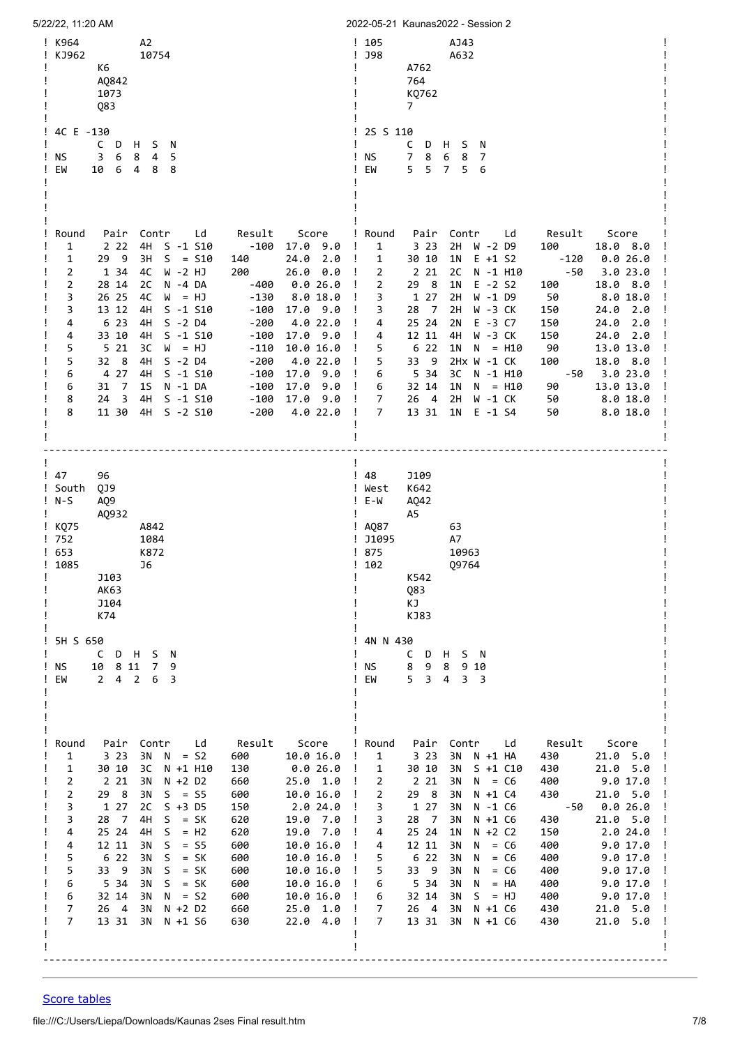## Board (top left)

```
 K964          A2
 KJ962         10754
        K6
        AQ842
        1073
        Q83

 4C E -130
        C  D  H  S  N
 NS     3  6  8  4  5
 EW    10  6  4  8  8
```

| Round | Pair | Contr | Ld | Result | Score | |
|---|---|---|---|---|---|---|
| 1 | 2 22 | 4H S -1 | S10 | -100 | 17.0 | 9.0 |
| 1 | 29 9 | 3H S = | S10 | 140 | 24.0 | 2.0 |
| 2 | 1 34 | 4C W -2 | HJ | 200 | 26.0 | 0.0 |
| 2 | 28 14 | 2C N -4 | DA | -400 | 0.0 | 26.0 |
| 3 | 26 25 | 4C W = | HJ | -130 | 8.0 | 18.0 |
| 3 | 13 12 | 4H S -1 | S10 | -100 | 17.0 | 9.0 |
| 4 | 6 23 | 4H S -2 | D4 | -200 | 4.0 | 22.0 |
| 4 | 33 10 | 4H S -1 | S10 | -100 | 17.0 | 9.0 |
| 5 | 5 21 | 3C W = | HJ | -110 | 10.0 | 16.0 |
| 5 | 32 8 | 4H S -2 | D4 | -200 | 4.0 | 22.0 |
| 6 | 4 27 | 4H S -1 | S10 | -100 | 17.0 | 9.0 |
| 6 | 31 7 | 1S N -1 | DA | -100 | 17.0 | 9.0 |
| 8 | 24 3 | 4H S -1 | S10 | -100 | 17.0 | 9.0 |
| 8 | 11 30 | 4H S -2 | S10 | -200 | 4.0 | 22.0 |

## Board (top right)

```
 105           AJ43
 J98           A632
        A762
        764
        KQ762
        7

 2S S 110
        C  D  H  S  N
 NS     7  8  6  8  7
 EW     5  5  7  5  6
```

| Round | Pair | Contr | Ld | Result | Score | |
|---|---|---|---|---|---|---|
| 1 | 3 23 | 2H W -2 | D9 | 100 | 18.0 | 8.0 |
| 1 | 30 10 | 1N E +1 | S2 | -120 | 0.0 | 26.0 |
| 2 | 2 21 | 2C N -1 | H10 | -50 | 3.0 | 23.0 |
| 2 | 29 8 | 1N E -2 | S2 | 100 | 18.0 | 8.0 |
| 3 | 1 27 | 2H W -1 | D9 | 50 | 8.0 | 18.0 |
| 3 | 28 7 | 2H W -3 | CK | 150 | 24.0 | 2.0 |
| 4 | 25 24 | 2N E -3 | C7 | 150 | 24.0 | 2.0 |
| 4 | 12 11 | 4H W -3 | CK | 150 | 24.0 | 2.0 |
| 5 | 6 22 | 1N N = | H10 | 90 | 13.0 | 13.0 |
| 5 | 33 9 | 2Hx W -1 | CK | 100 | 18.0 | 8.0 |
| 6 | 5 34 | 3C N -1 | H10 | -50 | 3.0 | 23.0 |
| 6 | 32 14 | 1N N = | H10 | 90 | 13.0 | 13.0 |
| 7 | 26 4 | 2H W -1 | CK | 50 | 8.0 | 18.0 |
| 7 | 13 31 | 1N E -1 | S4 | 50 | 8.0 | 18.0 |

## Board 47

```
 47     96
 South  QJ9
 N-S    AQ9
        AQ932
 KQ75          A842
 752           1084
 653           K872
 1085          J6
        J103
        AK63
        J104
        K74

 5H S 650
        C  D  H  S  N
 NS    10  8 11  7  9
 EW     2  4  2  6  3
```

| Round | Pair | Contr | Ld | Result | Score | |
|---|---|---|---|---|---|---|
| 1 | 3 23 | 3N N = | S2 | 600 | 10.0 | 16.0 |
| 1 | 30 10 | 3C N +1 | H10 | 130 | 0.0 | 26.0 |
| 2 | 2 21 | 3N N +2 | D2 | 660 | 25.0 | 1.0 |
| 2 | 29 8 | 3N S = | S5 | 600 | 10.0 | 16.0 |
| 3 | 1 27 | 2C S +3 | D5 | 150 | 2.0 | 24.0 |
| 3 | 28 7 | 4H S = | SK | 620 | 19.0 | 7.0 |
| 4 | 25 24 | 4H S = | H2 | 620 | 19.0 | 7.0 |
| 4 | 12 11 | 3N S = | S5 | 600 | 10.0 | 16.0 |
| 5 | 6 22 | 3N S = | SK | 600 | 10.0 | 16.0 |
| 5 | 33 9 | 3N S = | SK | 600 | 10.0 | 16.0 |
| 6 | 5 34 | 3N S = | SK | 600 | 10.0 | 16.0 |
| 6 | 32 14 | 3N N = | S2 | 600 | 10.0 | 16.0 |
| 7 | 26 4 | 3N N +2 | D2 | 660 | 25.0 | 1.0 |
| 7 | 13 31 | 3N N +1 | S6 | 630 | 22.0 | 4.0 |

## Board 48

```
 48     J109
 West   K642
 E-W    AQ42
        A5
 AQ87          63
 J1095         A7
 875           10963
 102           Q9764
        K542
        Q83
        KJ
        KJ83

 4N N 430
        C  D  H  S  N
 NS     8  9  8  9 10
 EW     5  3  4  3  3
```

| Round | Pair | Contr | Ld | Result | Score | |
|---|---|---|---|---|---|---|
| 1 | 3 23 | 3N N +1 | HA | 430 | 21.0 | 5.0 |
| 1 | 30 10 | 3N S +1 | C10 | 430 | 21.0 | 5.0 |
| 2 | 2 21 | 3N N = | C6 | 400 | 9.0 | 17.0 |
| 2 | 29 8 | 3N N +1 | C4 | 430 | 21.0 | 5.0 |
| 3 | 1 27 | 3N N -1 | C6 | -50 | 0.0 | 26.0 |
| 3 | 28 7 | 3N N +1 | C6 | 430 | 21.0 | 5.0 |
| 4 | 25 24 | 1N N +2 | C2 | 150 | 2.0 | 24.0 |
| 4 | 12 11 | 3N N = | C6 | 400 | 9.0 | 17.0 |
| 5 | 6 22 | 3N N = | C6 | 400 | 9.0 | 17.0 |
| 5 | 33 9 | 3N N = | C6 | 400 | 9.0 | 17.0 |
| 6 | 5 34 | 3N N = | HA | 400 | 9.0 | 17.0 |
| 6 | 32 14 | 3N S = | HJ | 400 | 9.0 | 17.0 |
| 7 | 26 4 | 3N N +1 | C6 | 430 | 21.0 | 5.0 |
| 7 | 13 31 | 3N N +1 | C6 | 430 | 21.0 | 5.0 |

Score tables